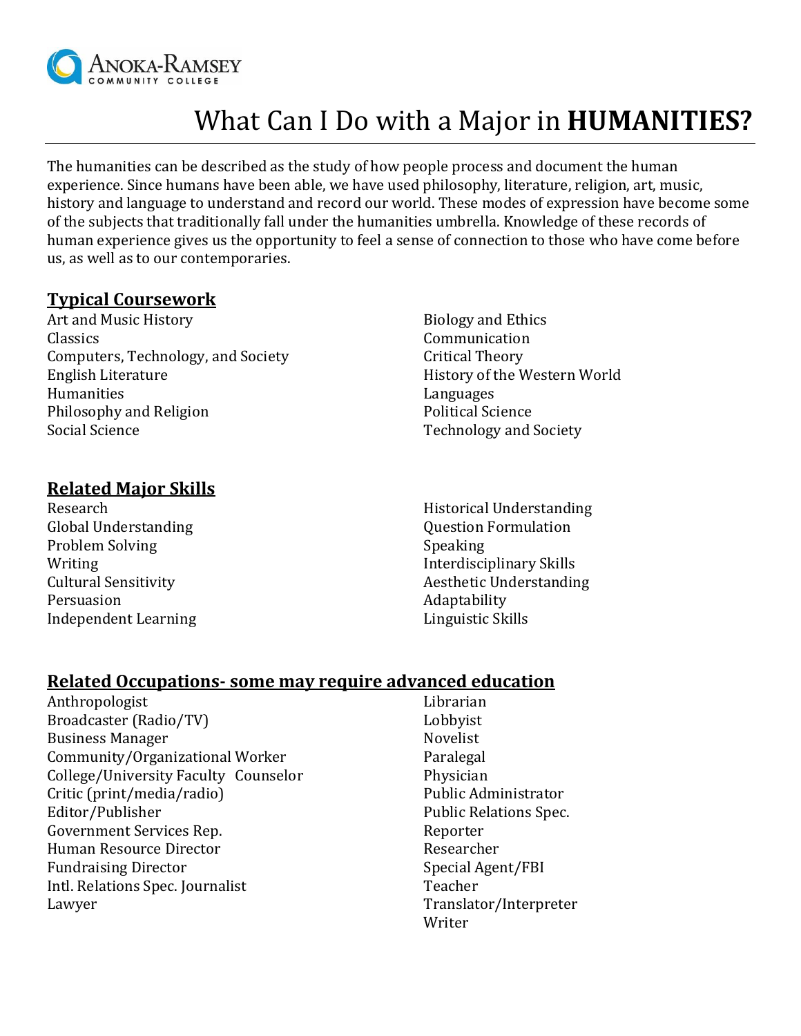Anoka-Ramsey Community College

# What Can I Do with a Major in **HUMANITIES?**

The humanities can be described as the study of how people process and document the human experience. Since humans have been able, we have used philosophy, literature, religion, art, music, history and language to understand and record our world. These modes of expression have become some of the subjects that traditionally fall under the humanities umbrella. Knowledge of these records of human experience gives us the opportunity to feel a sense of connection to those who have come before us, as well as to our contemporaries.

## Typical Coursework

- Art and Music History
- Classics
- Computers, Technology, and Society
- English Literature
- Humanities
- Philosophy and Religion
- Social Science
- Biology and Ethics
- Communication
- Critical Theory
- History of the Western World
- Languages
- Political Science
- Technology and Society

## Related Major Skills

- Research
- Global Understanding
- Problem Solving
- Writing
- Cultural Sensitivity
- Persuasion
- Independent Learning
- Historical Understanding
- Question Formulation
- Speaking
- Interdisciplinary Skills
- Aesthetic Understanding
- Adaptability
- Linguistic Skills

## Related Occupations- some may require advanced education

- Anthropologist
- Broadcaster (Radio/TV)
- Business Manager
- Community/Organizational Worker
- College/University Faculty Counselor
- Critic (print/media/radio)
- Editor/Publisher
- Government Services Rep.
- Human Resource Director
- Fundraising Director
- Intl. Relations Spec. Journalist
- Lawyer
- Librarian
- Lobbyist
- Novelist
- Paralegal
- Physician
- Public Administrator
- Public Relations Spec.
- Reporter
- Researcher
- Special Agent/FBI
- Teacher
- Translator/Interpreter
- Writer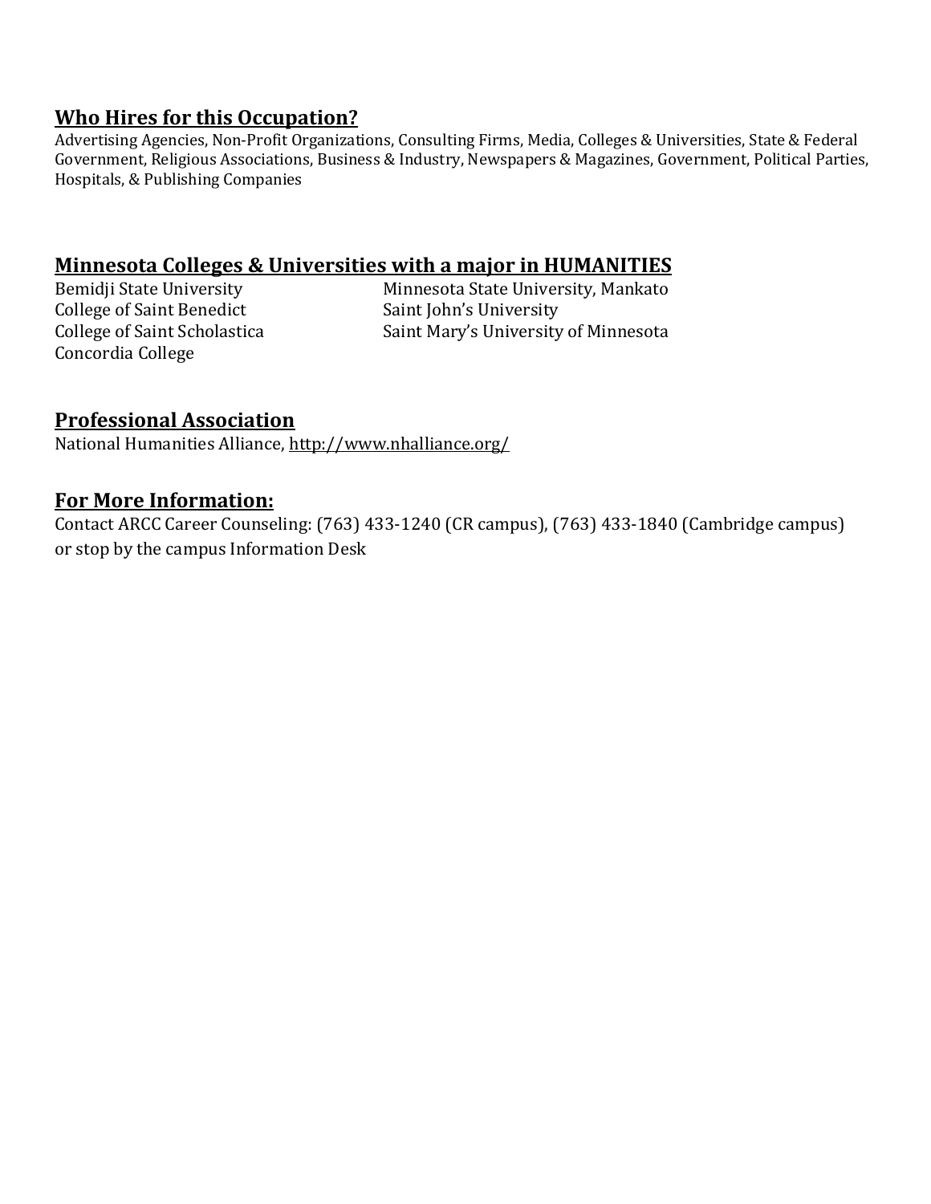## Who Hires for this Occupation?

Advertising Agencies, Non-Profit Organizations, Consulting Firms, Media, Colleges & Universities, State & Federal Government, Religious Associations, Business & Industry, Newspapers & Magazines, Government, Political Parties, Hospitals, & Publishing Companies

## Minnesota Colleges & Universities with a major in HUMANITIES

Bemidji State University
College of Saint Benedict
College of Saint Scholastica
Concordia College
Minnesota State University, Mankato
Saint John's University
Saint Mary's University of Minnesota

## Professional Association

National Humanities Alliance, http://www.nhalliance.org/

## For More Information:

Contact ARCC Career Counseling: (763) 433-1240 (CR campus), (763) 433-1840 (Cambridge campus) or stop by the campus Information Desk